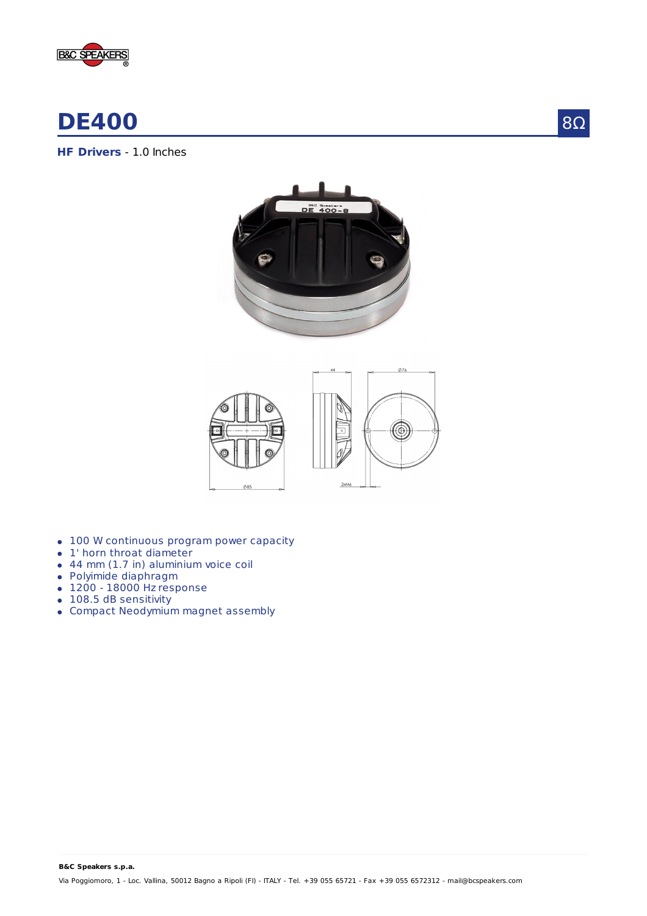# DE400

8Ω

**HF Drivers** - 1.0 Inches

- 100 W continuous program power capacity
- 1' horn throat diameter
- 44 mm (1.7 in) aluminium voice coil
- Polyimide diaphragm
- 1200 - 18000 Hz response
- 108.5 dB sensitivity
- Compact Neodymium magnet assembly

**B&C Speakers s.p.a.**

Via Poggiomoro, 1 - Loc. Vallina, 50012 Bagno a Ripoli (FI) - ITALY - Tel. +39 055 65721 - Fax +39 055 6572312 - mail@bcspeakers.com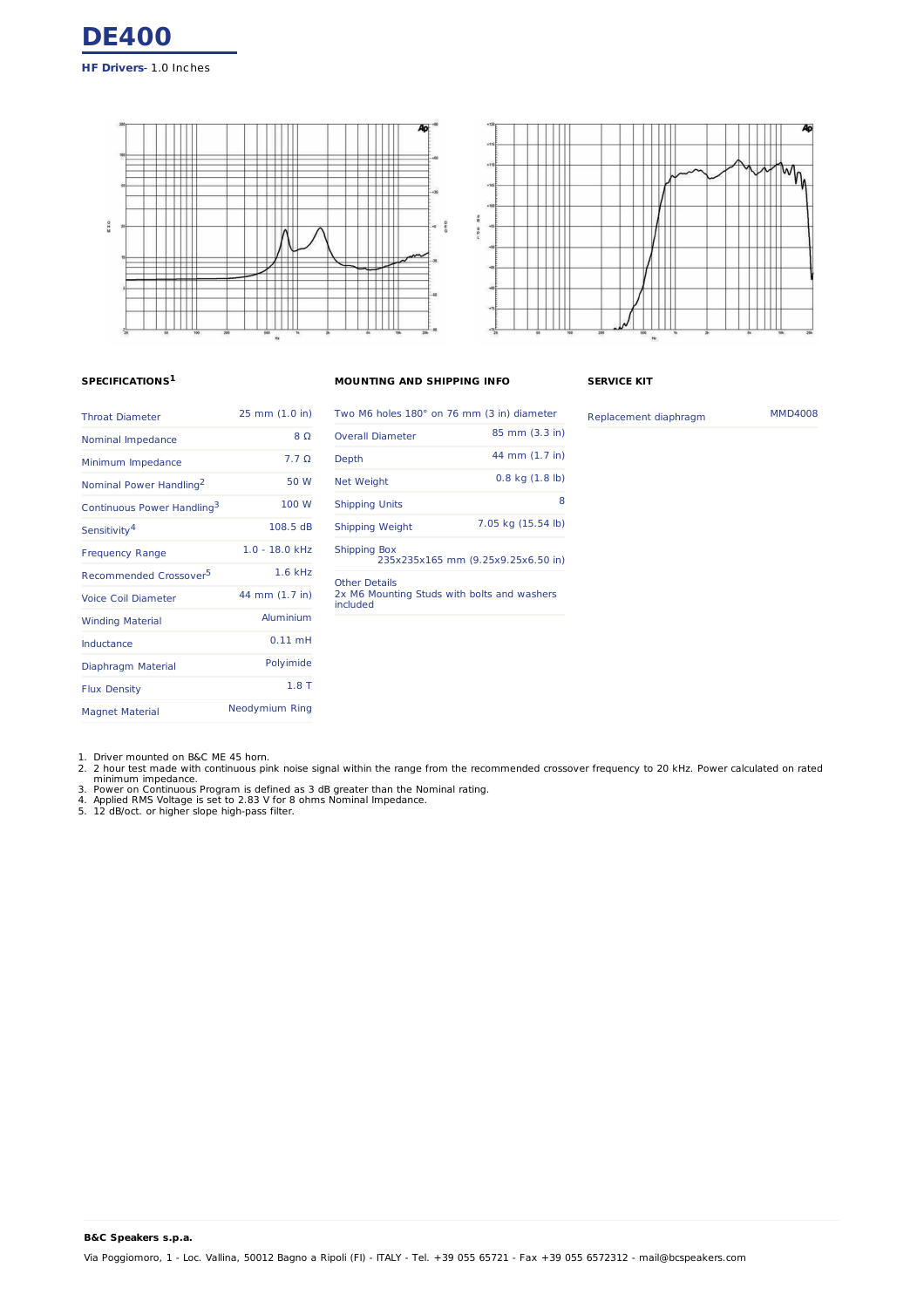# DE400

**HF Drivers** - 1.0 Inches

### SPECIFICATIONS[1]

| | |
|---|---|
| Throat Diameter | 25 mm (1.0 in) |
| Nominal Impedance | 8 Ω |
| Minimum Impedance | 7.7 Ω |
| Nominal Power Handling[2] | 50 W |
| Continuous Power Handling[3] | 100 W |
| Sensitivity[4] | 108.5 dB |
| Frequency Range | 1.0 - 18.0 kHz |
| Recommended Crossover[5] | 1.6 kHz |
| Voice Coil Diameter | 44 mm (1.7 in) |
| Winding Material | Aluminium |
| Inductance | 0.11 mH |
| Diaphragm Material | Polyimide |
| Flux Density | 1.8 T |
| Magnet Material | Neodymium Ring |

### MOUNTING AND SHIPPING INFO

| | |
|---|---|
| Two M6 holes 180° on 76 mm (3 in) diameter | |
| Overall Diameter | 85 mm (3.3 in) |
| Depth | 44 mm (1.7 in) |
| Net Weight | 0.8 kg (1.8 lb) |
| Shipping Units | 8 |
| Shipping Weight | 7.05 kg (15.54 lb) |
| Shipping Box | 235x235x165 mm (9.25x9.25x6.50 in) |
| Other Details | 2x M6 Mounting Studs with bolts and washers included |

### SERVICE KIT

| | |
|---|---|
| Replacement diaphragm | MMD4008 |

1. Driver mounted on B&C ME 45 horn.
2. 2 hour test made with continuous pink noise signal within the range from the recommended crossover frequency to 20 kHz. Power calculated on rated minimum impedance.
3. Power on Continuous Program is defined as 3 dB greater than the Nominal rating.
4. Applied RMS Voltage is set to 2.83 V for 8 ohms Nominal Impedance.
5. 12 dB/oct. or higher slope high-pass filter.

**B&C Speakers s.p.a.**

Via Poggiomoro, 1 - Loc. Vallina, 50012 Bagno a Ripoli (FI) - ITALY - Tel. +39 055 65721 - Fax +39 055 6572312 - mail@bcspeakers.com